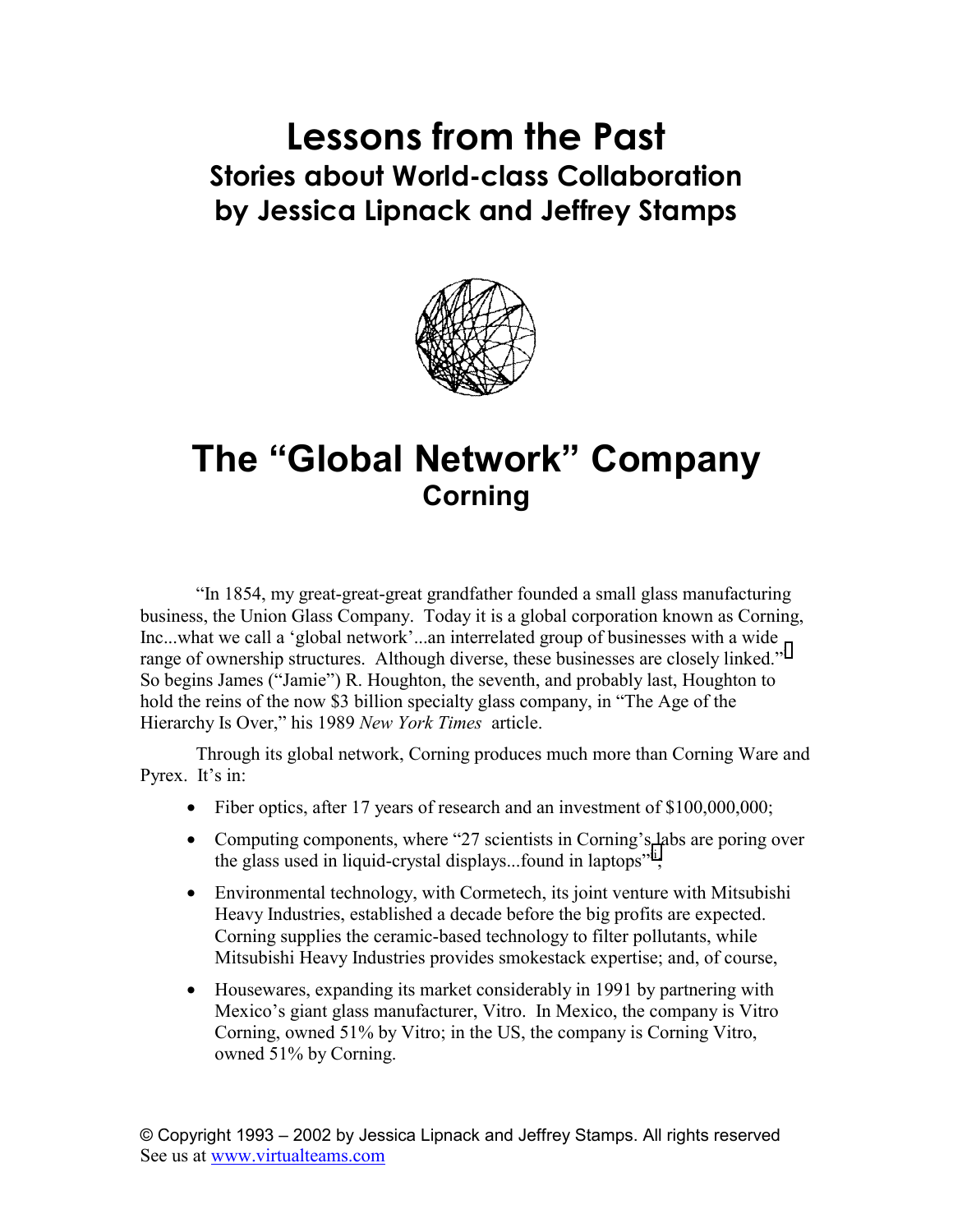# Lessons from the Past

## Stories about World-class Collaboration

## by Jessica Lipnack and Jeffrey Stamps

# The "Global Network" Company

## Corning

"In 1854, my great-great-great grandfather founded a small glass manufacturing business, the Union Glass Company. Today it is a global corporation known as Corning, Inc...what we call a 'global network'...an interrelated group of businesses with a wide range of ownership structures. Although diverse, these businesses are closely linked."[i] So begins James ("Jamie") R. Houghton, the seventh, and probably last, Houghton to hold the reins of the now $3 billion specialty glass company, in "The Age of the Hierarchy Is Over," his 1989 *New York Times* article.

Through its global network, Corning produces much more than Corning Ware and Pyrex. It's in:

- Fiber optics, after 17 years of research and an investment of $100,000,000;
- Computing components, where "27 scientists in Corning's labs are poring over the glass used in liquid-crystal displays...found in laptops"[ii];
- Environmental technology, with Cormetech, its joint venture with Mitsubishi Heavy Industries, established a decade before the big profits are expected. Corning supplies the ceramic-based technology to filter pollutants, while Mitsubishi Heavy Industries provides smokestack expertise; and, of course,
- Housewares, expanding its market considerably in 1991 by partnering with Mexico's giant glass manufacturer, Vitro. In Mexico, the company is Vitro Corning, owned 51% by Vitro; in the US, the company is Corning Vitro, owned 51% by Corning.

© Copyright 1993 – 2002 by Jessica Lipnack and Jeffrey Stamps. All rights reserved
See us at www.virtualteams.com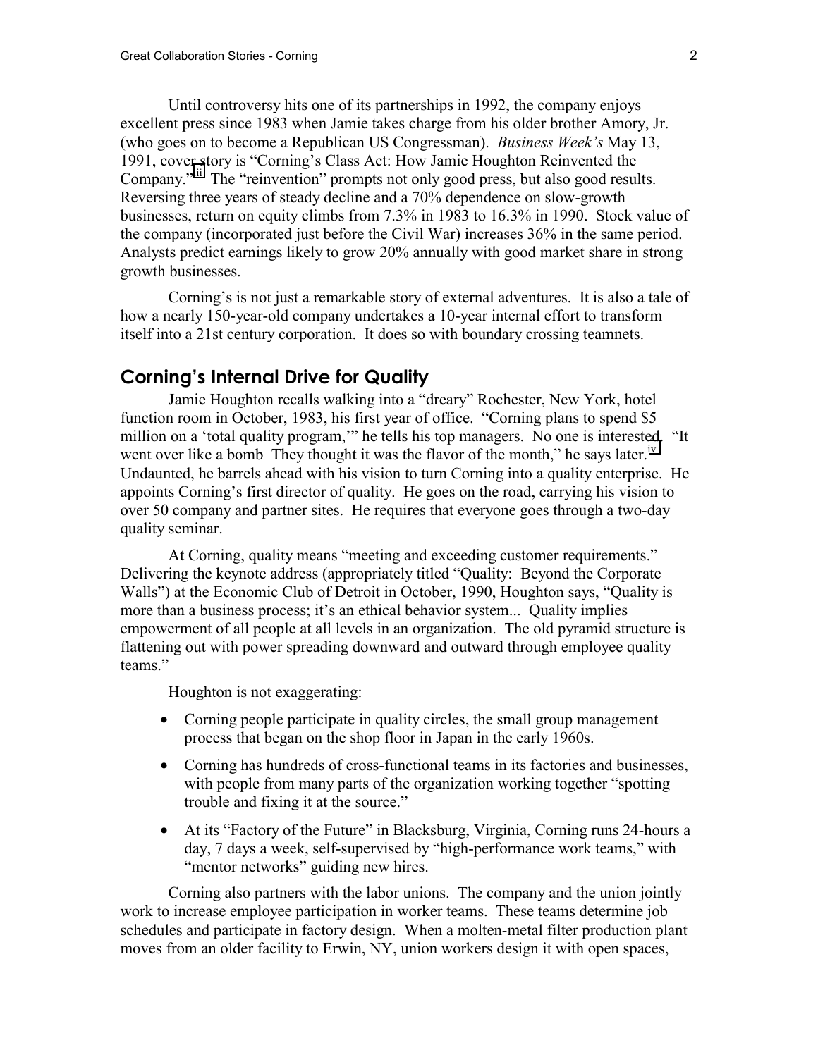Until controversy hits one of its partnerships in 1992, the company enjoys excellent press since 1983 when Jamie takes charge from his older brother Amory, Jr. (who goes on to become a Republican US Congressman). *Business Week's* May 13, 1991, cover story is "Corning's Class Act: How Jamie Houghton Reinvented the Company."[iii] The "reinvention" prompts not only good press, but also good results. Reversing three years of steady decline and a 70% dependence on slow-growth businesses, return on equity climbs from 7.3% in 1983 to 16.3% in 1990. Stock value of the company (incorporated just before the Civil War) increases 36% in the same period. Analysts predict earnings likely to grow 20% annually with good market share in strong growth businesses.

Corning's is not just a remarkable story of external adventures. It is also a tale of how a nearly 150-year-old company undertakes a 10-year internal effort to transform itself into a 21st century corporation. It does so with boundary crossing teamnets.

## Corning's Internal Drive for Quality

Jamie Houghton recalls walking into a "dreary" Rochester, New York, hotel function room in October, 1983, his first year of office. "Corning plans to spend $5 million on a 'total quality program,'" he tells his top managers. No one is interested. "It went over like a bomb They thought it was the flavor of the month," he says later.[v] Undaunted, he barrels ahead with his vision to turn Corning into a quality enterprise. He appoints Corning's first director of quality. He goes on the road, carrying his vision to over 50 company and partner sites. He requires that everyone goes through a two-day quality seminar.

At Corning, quality means "meeting and exceeding customer requirements." Delivering the keynote address (appropriately titled "Quality: Beyond the Corporate Walls") at the Economic Club of Detroit in October, 1990, Houghton says, "Quality is more than a business process; it's an ethical behavior system... Quality implies empowerment of all people at all levels in an organization. The old pyramid structure is flattening out with power spreading downward and outward through employee quality teams."

Houghton is not exaggerating:

- Corning people participate in quality circles, the small group management process that began on the shop floor in Japan in the early 1960s.
- Corning has hundreds of cross-functional teams in its factories and businesses, with people from many parts of the organization working together "spotting trouble and fixing it at the source."
- At its "Factory of the Future" in Blacksburg, Virginia, Corning runs 24-hours a day, 7 days a week, self-supervised by "high-performance work teams," with "mentor networks" guiding new hires.

Corning also partners with the labor unions. The company and the union jointly work to increase employee participation in worker teams. These teams determine job schedules and participate in factory design. When a molten-metal filter production plant moves from an older facility to Erwin, NY, union workers design it with open spaces,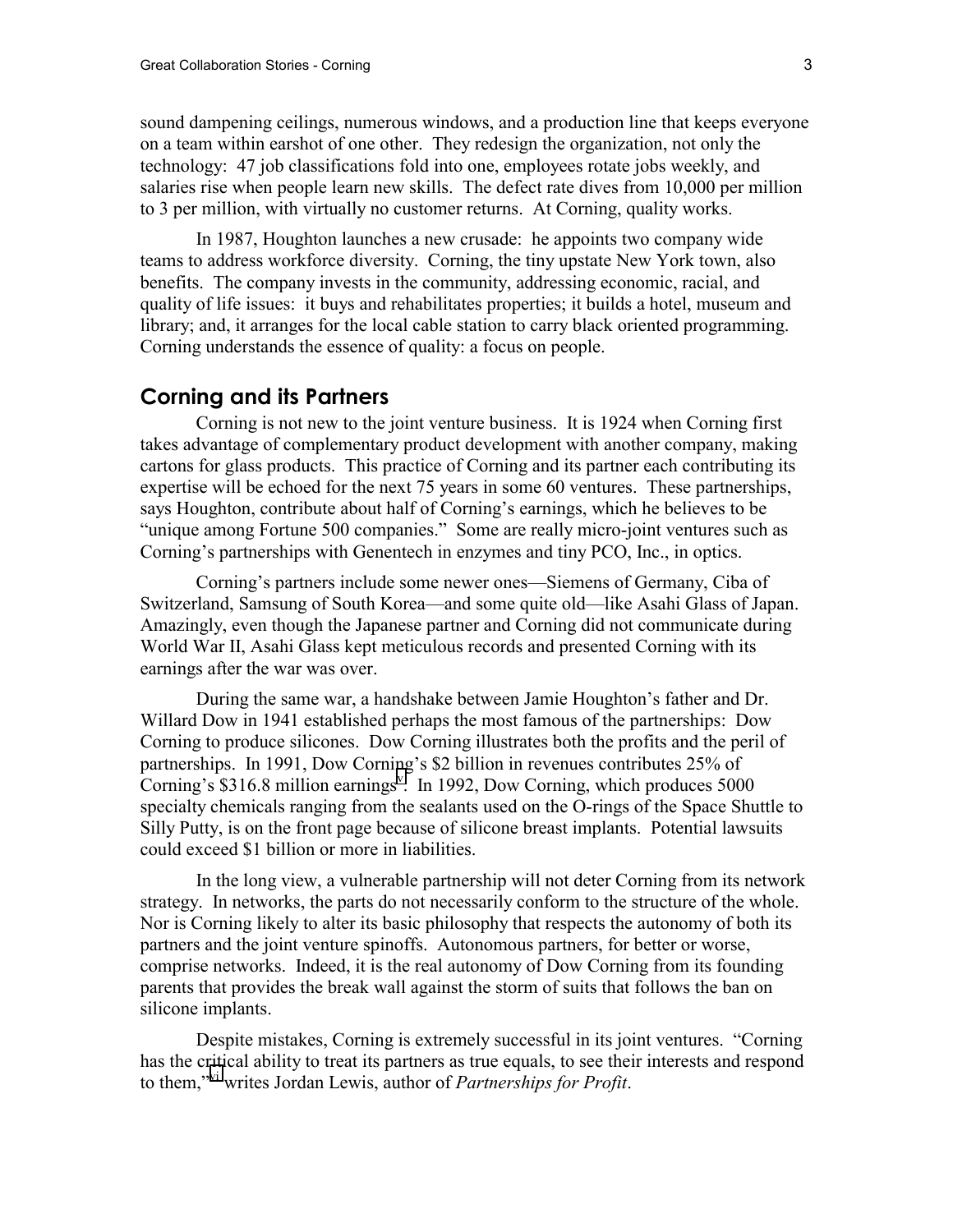sound dampening ceilings, numerous windows, and a production line that keeps everyone on a team within earshot of one other. They redesign the organization, not only the technology: 47 job classifications fold into one, employees rotate jobs weekly, and salaries rise when people learn new skills. The defect rate dives from 10,000 per million to 3 per million, with virtually no customer returns. At Corning, quality works.

In 1987, Houghton launches a new crusade: he appoints two company wide teams to address workforce diversity. Corning, the tiny upstate New York town, also benefits. The company invests in the community, addressing economic, racial, and quality of life issues: it buys and rehabilitates properties; it builds a hotel, museum and library; and, it arranges for the local cable station to carry black oriented programming. Corning understands the essence of quality: a focus on people.

## Corning and its Partners

Corning is not new to the joint venture business. It is 1924 when Corning first takes advantage of complementary product development with another company, making cartons for glass products. This practice of Corning and its partner each contributing its expertise will be echoed for the next 75 years in some 60 ventures. These partnerships, says Houghton, contribute about half of Corning's earnings, which he believes to be "unique among Fortune 500 companies." Some are really micro-joint ventures such as Corning's partnerships with Genentech in enzymes and tiny PCO, Inc., in optics.

Corning's partners include some newer ones—Siemens of Germany, Ciba of Switzerland, Samsung of South Korea—and some quite old—like Asahi Glass of Japan. Amazingly, even though the Japanese partner and Corning did not communicate during World War II, Asahi Glass kept meticulous records and presented Corning with its earnings after the war was over.

During the same war, a handshake between Jamie Houghton's father and Dr. Willard Dow in 1941 established perhaps the most famous of the partnerships: Dow Corning to produce silicones. Dow Corning illustrates both the profits and the peril of partnerships. In 1991, Dow Corning's $2 billion in revenues contributes 25% of Corning's $316.8 million earnings[v]. In 1992, Dow Corning, which produces 5000 specialty chemicals ranging from the sealants used on the O-rings of the Space Shuttle to Silly Putty, is on the front page because of silicone breast implants. Potential lawsuits could exceed $1 billion or more in liabilities.

In the long view, a vulnerable partnership will not deter Corning from its network strategy. In networks, the parts do not necessarily conform to the structure of the whole. Nor is Corning likely to alter its basic philosophy that respects the autonomy of both its partners and the joint venture spinoffs. Autonomous partners, for better or worse, comprise networks. Indeed, it is the real autonomy of Dow Corning from its founding parents that provides the break wall against the storm of suits that follows the ban on silicone implants.

Despite mistakes, Corning is extremely successful in its joint ventures. "Corning has the critical ability to treat its partners as true equals, to see their interests and respond to them,"[vi] writes Jordan Lewis, author of *Partnerships for Profit*.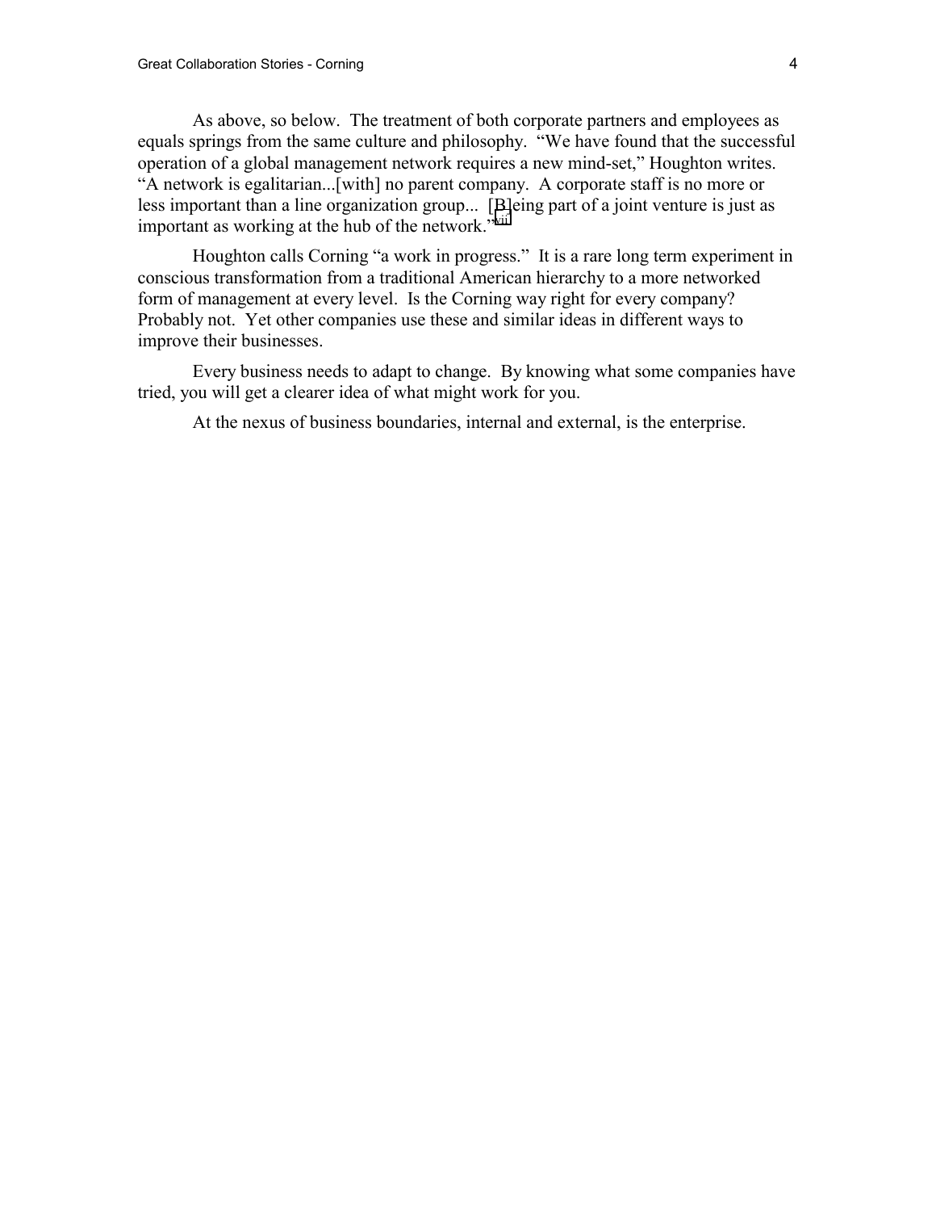As above, so below. The treatment of both corporate partners and employees as equals springs from the same culture and philosophy. "We have found that the successful operation of a global management network requires a new mind-set," Houghton writes. "A network is egalitarian...[with] no parent company. A corporate staff is no more or less important than a line organization group... [B]eing part of a joint venture is just as important as working at the hub of the network."[vii]

Houghton calls Corning "a work in progress." It is a rare long term experiment in conscious transformation from a traditional American hierarchy to a more networked form of management at every level. Is the Corning way right for every company? Probably not. Yet other companies use these and similar ideas in different ways to improve their businesses.

Every business needs to adapt to change. By knowing what some companies have tried, you will get a clearer idea of what might work for you.

At the nexus of business boundaries, internal and external, is the enterprise.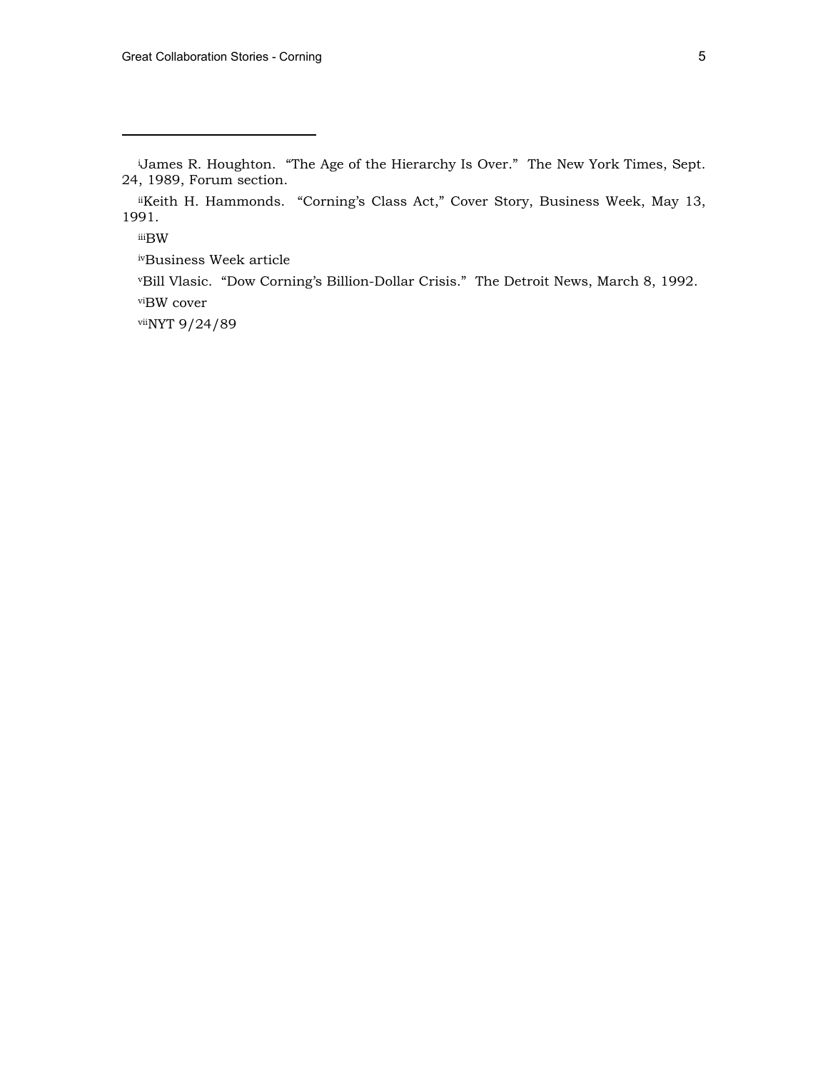---

[i]James R. Houghton. “The Age of the Hierarchy Is Over.” The New York Times, Sept. 24, 1989, Forum section.

[ii]Keith H. Hammonds. “Corning’s Class Act,” Cover Story, Business Week, May 13, 1991.

[iii]BW

[iv]Business Week article

[v]Bill Vlasic. “Dow Corning’s Billion-Dollar Crisis.” The Detroit News, March 8, 1992.

[vi]BW cover

[vii]NYT 9/24/89